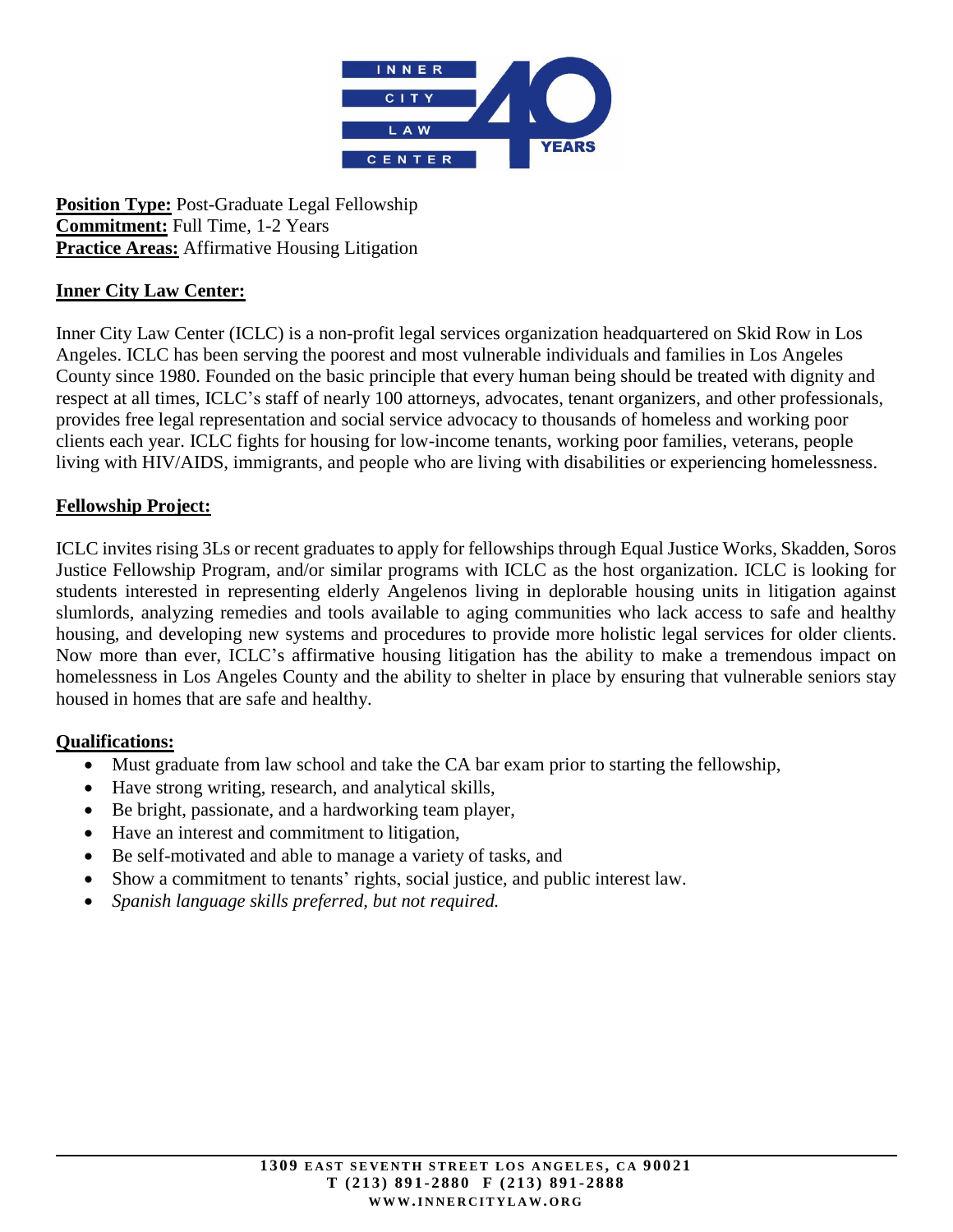**Position Type:** Post-Graduate Legal Fellowship
**Commitment:** Full Time, 1-2 Years
**Practice Areas:** Affirmative Housing Litigation

## Inner City Law Center:

Inner City Law Center (ICLC) is a non-profit legal services organization headquartered on Skid Row in Los Angeles. ICLC has been serving the poorest and most vulnerable individuals and families in Los Angeles County since 1980. Founded on the basic principle that every human being should be treated with dignity and respect at all times, ICLC's staff of nearly 100 attorneys, advocates, tenant organizers, and other professionals, provides free legal representation and social service advocacy to thousands of homeless and working poor clients each year. ICLC fights for housing for low-income tenants, working poor families, veterans, people living with HIV/AIDS, immigrants, and people who are living with disabilities or experiencing homelessness.

## Fellowship Project:

ICLC invites rising 3Ls or recent graduates to apply for fellowships through Equal Justice Works, Skadden, Soros Justice Fellowship Program, and/or similar programs with ICLC as the host organization. ICLC is looking for students interested in representing elderly Angelenos living in deplorable housing units in litigation against slumlords, analyzing remedies and tools available to aging communities who lack access to safe and healthy housing, and developing new systems and procedures to provide more holistic legal services for older clients. Now more than ever, ICLC's affirmative housing litigation has the ability to make a tremendous impact on homelessness in Los Angeles County and the ability to shelter in place by ensuring that vulnerable seniors stay housed in homes that are safe and healthy.

## Qualifications:

- Must graduate from law school and take the CA bar exam prior to starting the fellowship,
- Have strong writing, research, and analytical skills,
- Be bright, passionate, and a hardworking team player,
- Have an interest and commitment to litigation,
- Be self-motivated and able to manage a variety of tasks, and
- Show a commitment to tenants' rights, social justice, and public interest law.
- *Spanish language skills preferred, but not required.*

**1309 EAST SEVENTH STREET LOS ANGELES, CA 90021**
**T (213) 891-2880 F (213) 891-2888**
**WWW.INNERCITYLAW.ORG**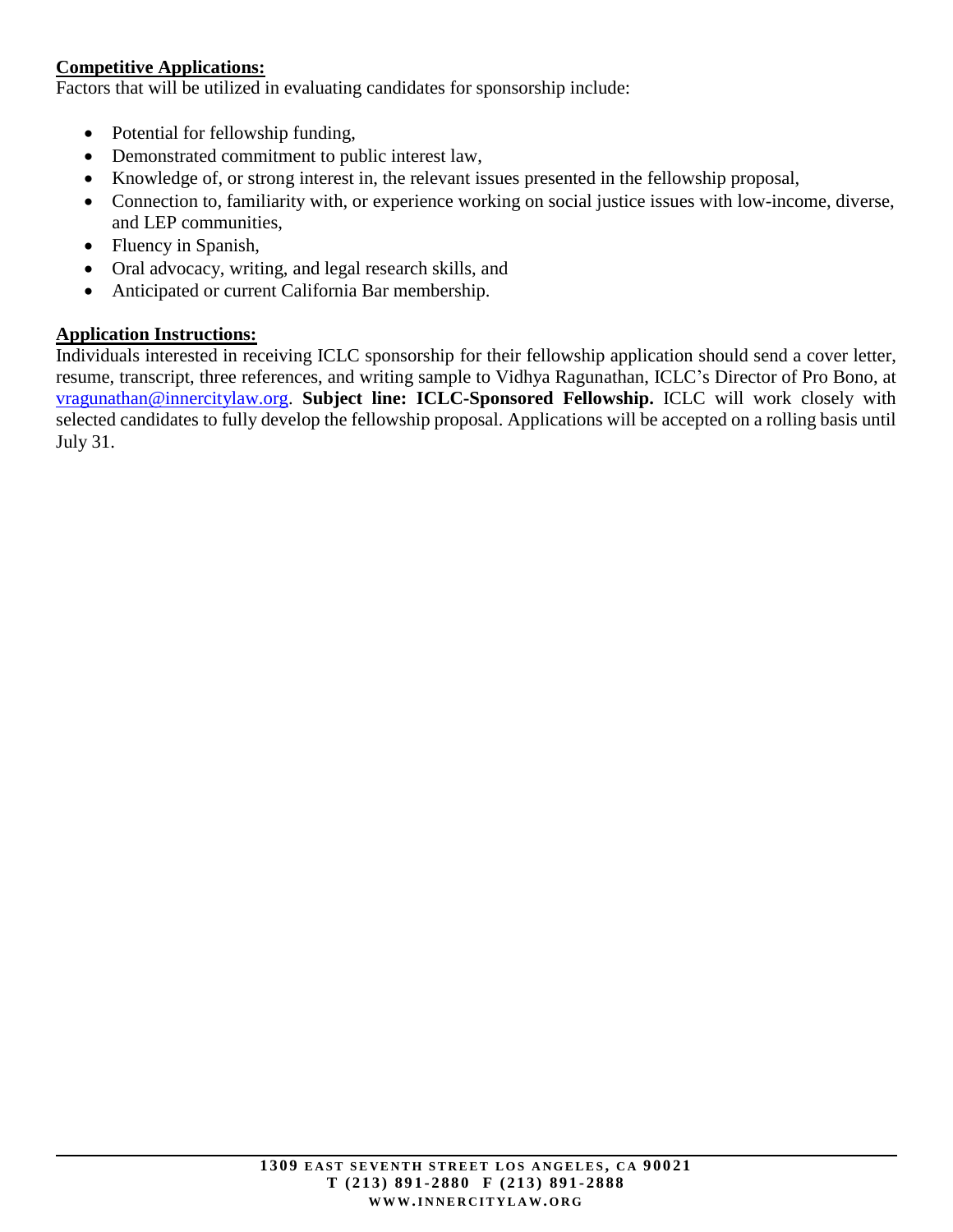**Competitive Applications:**

Factors that will be utilized in evaluating candidates for sponsorship include:

- Potential for fellowship funding,
- Demonstrated commitment to public interest law,
- Knowledge of, or strong interest in, the relevant issues presented in the fellowship proposal,
- Connection to, familiarity with, or experience working on social justice issues with low-income, diverse, and LEP communities,
- Fluency in Spanish,
- Oral advocacy, writing, and legal research skills, and
- Anticipated or current California Bar membership.

**Application Instructions:**

Individuals interested in receiving ICLC sponsorship for their fellowship application should send a cover letter, resume, transcript, three references, and writing sample to Vidhya Ragunathan, ICLC's Director of Pro Bono, at vragunathan@innercitylaw.org. **Subject line: ICLC-Sponsored Fellowship.** ICLC will work closely with selected candidates to fully develop the fellowship proposal. Applications will be accepted on a rolling basis until July 31.